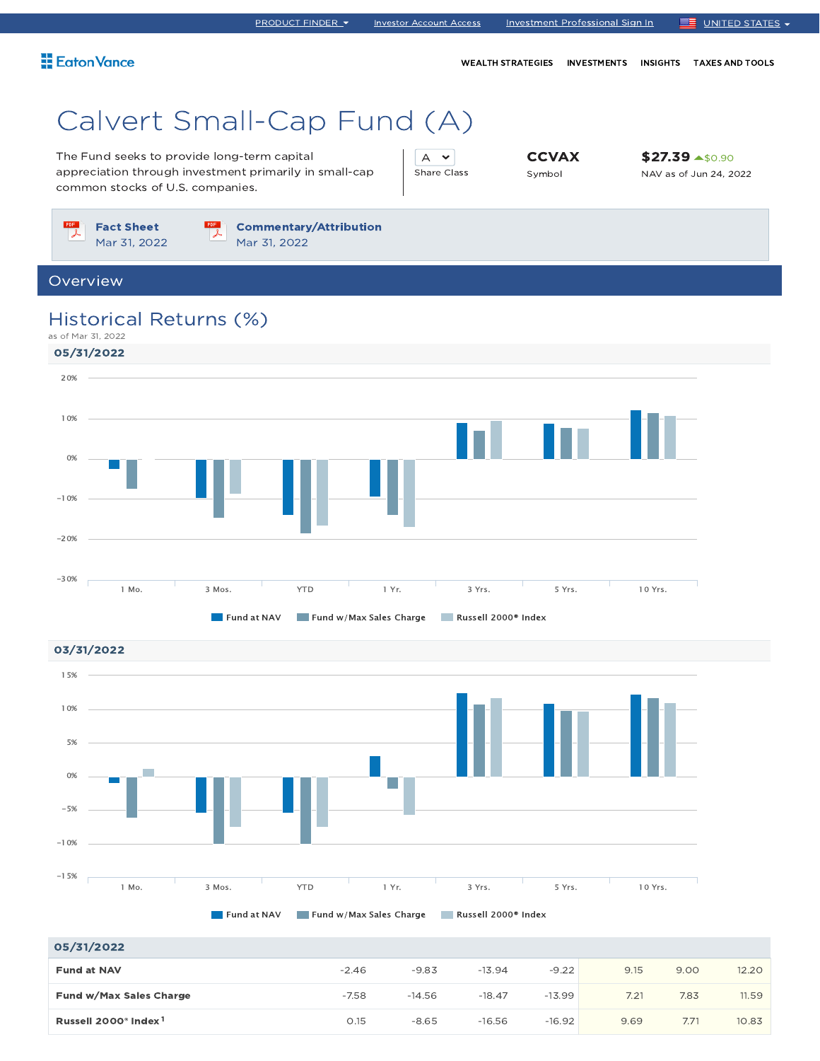PRODUCT FINDER | Investor Account Access | Investment Professional Sign In | UNITED STATES

Eaton Vance

WEALTH STRATEGIES | INVESTMENTS | INSIGHTS | TAXES AND TOOLS

# Calvert Small-Cap Fund (A)

The Fund seeks to provide long-term capital appreciation through investment primarily in small-cap common stocks of U.S. companies.

| A | CCVAX | $27.39 ▲$0.90 |
|---|---|---|
| Share Class | Symbol | NAV as of Jun 24, 2022 |

**Fact Sheet** Mar 31, 2022

**Commentary/Attribution** Mar 31, 2022

## Overview

### Historical Returns (%)

as of Mar 31, 2022

**05/31/2022**

**03/31/2022**

| 05/31/2022 | 1 Mo. | 3 Mos. | YTD | 1 Yr. | 3 Yrs. | 5 Yrs. | 10 Yrs. |
|---|---|---|---|---|---|---|---|
| **Fund at NAV** | -2.46 | -9.83 | -13.94 | -9.22 | 9.15 | 9.00 | 12.20 |
| **Fund w/Max Sales Charge** | -7.58 | -14.56 | -18.47 | -13.99 | 7.21 | 7.83 | 11.59 |
| **Russell 2000® Index**[1] | 0.15 | -8.65 | -16.56 | -16.92 | 9.69 | 7.71 | 10.83 |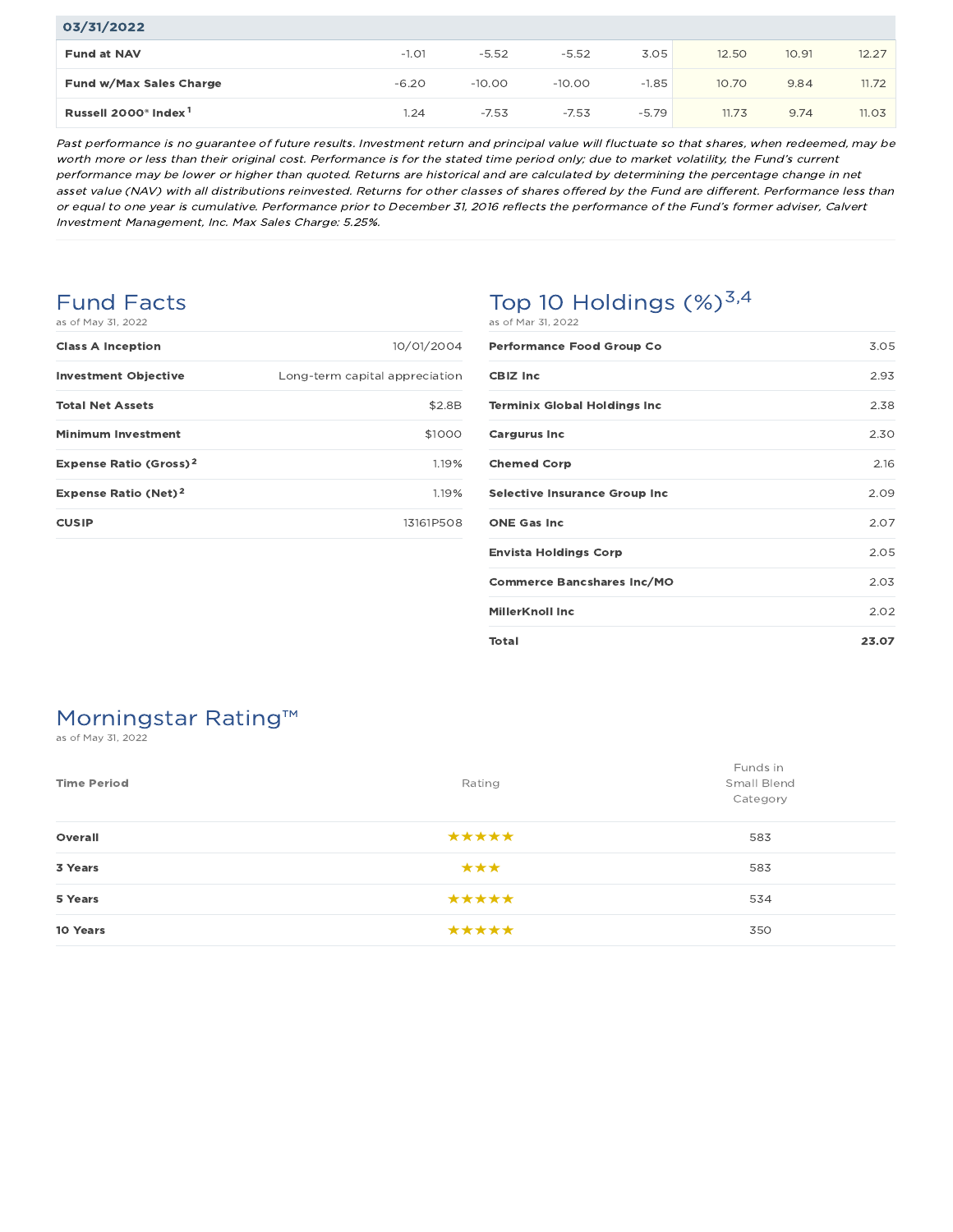| 03/31/2022 | | | | | | | |
|---|---|---|---|---|---|---|---|
| **Fund at NAV** | -1.01 | -5.52 | -5.52 | 3.05 | 12.50 | 10.91 | 12.27 |
| **Fund w/Max Sales Charge** | -6.20 | -10.00 | -10.00 | -1.85 | 10.70 | 9.84 | 11.72 |
| **Russell 2000® Index**[1] | 1.24 | -7.53 | -7.53 | -5.79 | 11.73 | 9.74 | 11.03 |

*Past performance is no guarantee of future results. Investment return and principal value will fluctuate so that shares, when redeemed, may be worth more or less than their original cost. Performance is for the stated time period only; due to market volatility, the Fund's current performance may be lower or higher than quoted. Returns are historical and are calculated by determining the percentage change in net asset value (NAV) with all distributions reinvested. Returns for other classes of shares offered by the Fund are different. Performance less than or equal to one year is cumulative. Performance prior to December 31, 2016 reflects the performance of the Fund's former adviser, Calvert Investment Management, Inc. Max Sales Charge: 5.25%.*

## Fund Facts

as of May 31, 2022

| | |
|---|---|
| **Class A Inception** | 10/01/2004 |
| **Investment Objective** | Long-term capital appreciation |
| **Total Net Assets** | $2.8B |
| **Minimum Investment** | $1000 |
| **Expense Ratio (Gross)**[2] | 1.19% |
| **Expense Ratio (Net)**[2] | 1.19% |
| **CUSIP** | 13161P508 |

## Top 10 Holdings (%)[3,4]

as of Mar 31, 2022

| | |
|---|---|
| **Performance Food Group Co** | 3.05 |
| **CBIZ Inc** | 2.93 |
| **Terminix Global Holdings Inc** | 2.38 |
| **Cargurus Inc** | 2.30 |
| **Chemed Corp** | 2.16 |
| **Selective Insurance Group Inc** | 2.09 |
| **ONE Gas Inc** | 2.07 |
| **Envista Holdings Corp** | 2.05 |
| **Commerce Bancshares Inc/MO** | 2.03 |
| **MillerKnoll Inc** | 2.02 |
| **Total** | **23.07** |

## Morningstar Rating™

as of May 31, 2022

| Time Period | Rating | Funds in Small Blend Category |
|---|---|---|
| **Overall** | ★★★★★ | 583 |
| **3 Years** | ★★★ | 583 |
| **5 Years** | ★★★★★ | 534 |
| **10 Years** | ★★★★★ | 350 |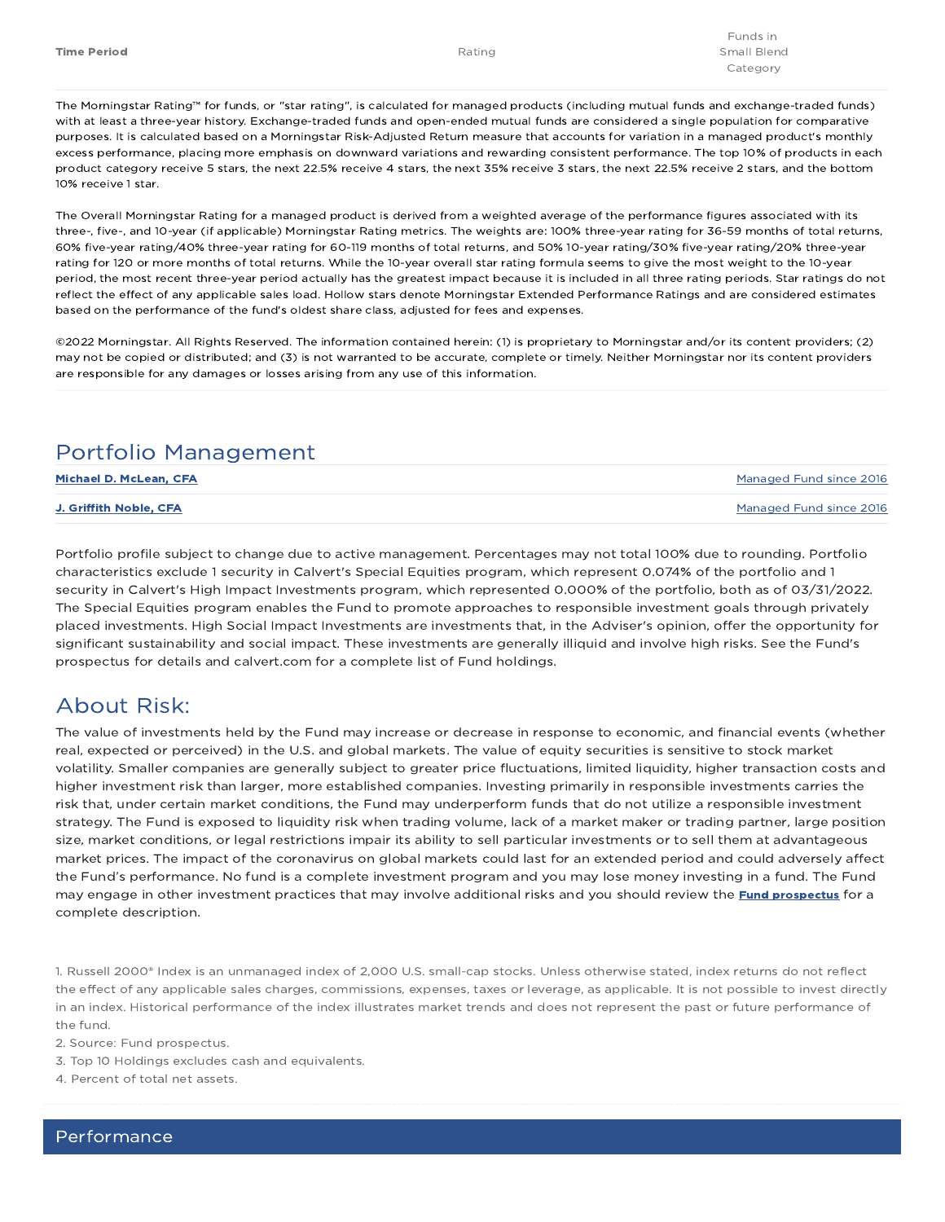| Time Period | Rating | Funds in Small Blend Category |
|---|---|---|

The Morningstar Rating™ for funds, or "star rating", is calculated for managed products (including mutual funds and exchange-traded funds) with at least a three-year history. Exchange-traded funds and open-ended mutual funds are considered a single population for comparative purposes. It is calculated based on a Morningstar Risk-Adjusted Return measure that accounts for variation in a managed product's monthly excess performance, placing more emphasis on downward variations and rewarding consistent performance. The top 10% of products in each product category receive 5 stars, the next 22.5% receive 4 stars, the next 35% receive 3 stars, the next 22.5% receive 2 stars, and the bottom 10% receive 1 star.

The Overall Morningstar Rating for a managed product is derived from a weighted average of the performance figures associated with its three-, five-, and 10-year (if applicable) Morningstar Rating metrics. The weights are: 100% three-year rating for 36-59 months of total returns, 60% five-year rating/40% three-year rating for 60-119 months of total returns, and 50% 10-year rating/30% five-year rating/20% three-year rating for 120 or more months of total returns. While the 10-year overall star rating formula seems to give the most weight to the 10-year period, the most recent three-year period actually has the greatest impact because it is included in all three rating periods. Star ratings do not reflect the effect of any applicable sales load. Hollow stars denote Morningstar Extended Performance Ratings and are considered estimates based on the performance of the fund's oldest share class, adjusted for fees and expenses.

©2022 Morningstar. All Rights Reserved. The information contained herein: (1) is proprietary to Morningstar and/or its content providers; (2) may not be copied or distributed; and (3) is not warranted to be accurate, complete or timely. Neither Morningstar nor its content providers are responsible for any damages or losses arising from any use of this information.

## Portfolio Management

| | |
|---|---|
| **Michael D. McLean, CFA** | Managed Fund since 2016 |
| **J. Griffith Noble, CFA** | Managed Fund since 2016 |

Portfolio profile subject to change due to active management. Percentages may not total 100% due to rounding. Portfolio characteristics exclude 1 security in Calvert's Special Equities program, which represent 0.074% of the portfolio and 1 security in Calvert's High Impact Investments program, which represented 0.000% of the portfolio, both as of 03/31/2022. The Special Equities program enables the Fund to promote approaches to responsible investment goals through privately placed investments. High Social Impact Investments are investments that, in the Adviser's opinion, offer the opportunity for significant sustainability and social impact. These investments are generally illiquid and involve high risks. See the Fund's prospectus for details and calvert.com for a complete list of Fund holdings.

## About Risk:

The value of investments held by the Fund may increase or decrease in response to economic, and financial events (whether real, expected or perceived) in the U.S. and global markets. The value of equity securities is sensitive to stock market volatility. Smaller companies are generally subject to greater price fluctuations, limited liquidity, higher transaction costs and higher investment risk than larger, more established companies. Investing primarily in responsible investments carries the risk that, under certain market conditions, the Fund may underperform funds that do not utilize a responsible investment strategy. The Fund is exposed to liquidity risk when trading volume, lack of a market maker or trading partner, large position size, market conditions, or legal restrictions impair its ability to sell particular investments or to sell them at advantageous market prices. The impact of the coronavirus on global markets could last for an extended period and could adversely affect the Fund's performance. No fund is a complete investment program and you may lose money investing in a fund. The Fund may engage in other investment practices that may involve additional risks and you should review the **Fund prospectus** for a complete description.

1. Russell 2000® Index is an unmanaged index of 2,000 U.S. small-cap stocks. Unless otherwise stated, index returns do not reflect the effect of any applicable sales charges, commissions, expenses, taxes or leverage, as applicable. It is not possible to invest directly in an index. Historical performance of the index illustrates market trends and does not represent the past or future performance of the fund.
2. Source: Fund prospectus.
3. Top 10 Holdings excludes cash and equivalents.
4. Percent of total net assets.

## Performance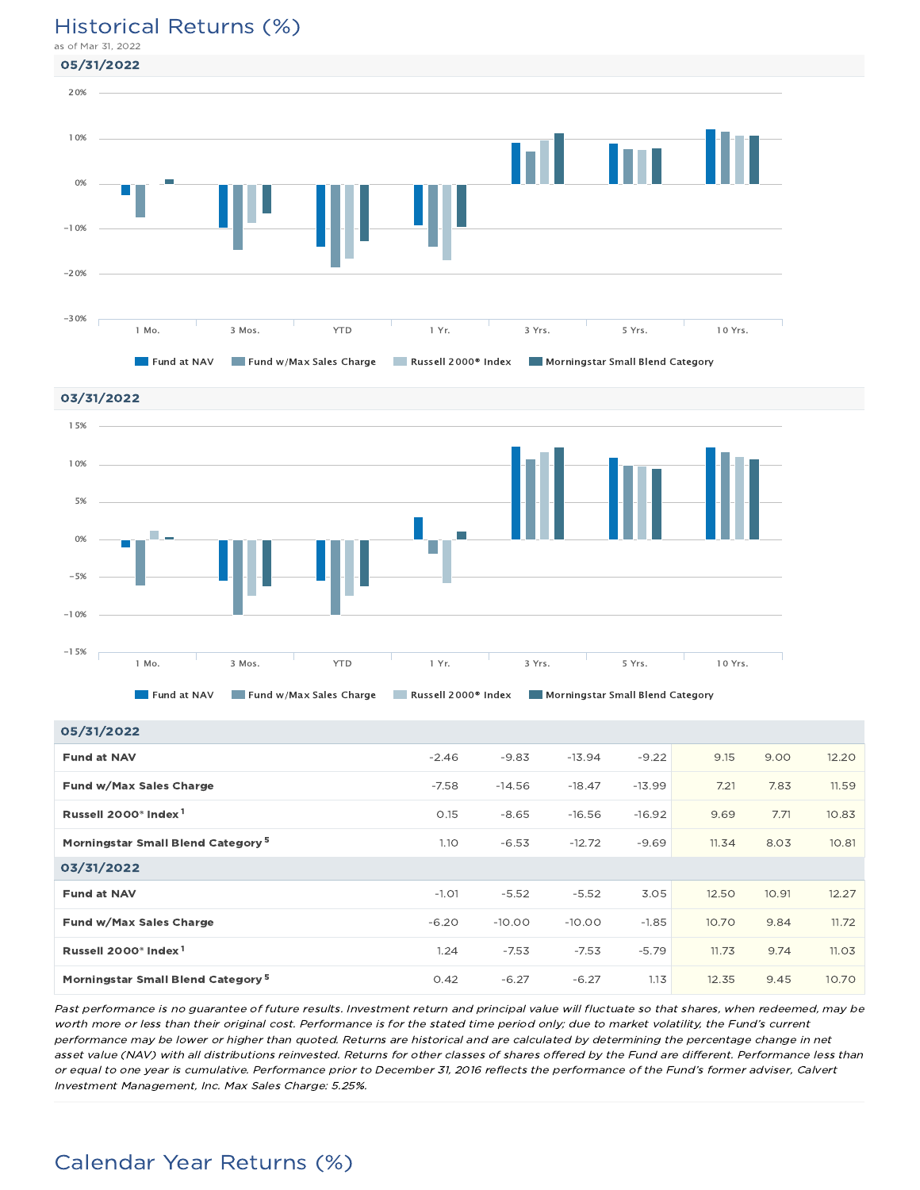# Historical Returns (%)

as of Mar 31, 2022

## 05/31/2022

Chart axis: 20%, 10%, 0%, −10%, −20%, −30%

Categories: 1 Mo., 3 Mos., YTD, 1 Yr., 3 Yrs., 5 Yrs., 10 Yrs.

Legend: Fund at NAV, Fund w/Max Sales Charge, Russell 2000® Index, Morningstar Small Blend Category

## 03/31/2022

Chart axis: 15%, 10%, 5%, 0%, −5%, −10%, −15%

Categories: 1 Mo., 3 Mos., YTD, 1 Yr., 3 Yrs., 5 Yrs., 10 Yrs.

Legend: Fund at NAV, Fund w/Max Sales Charge, Russell 2000® Index, Morningstar Small Blend Category

| | 1 Mo. | 3 Mos. | YTD | 1 Yr. | 3 Yrs. | 5 Yrs. | 10 Yrs. |
|---|---|---|---|---|---|---|---|
| **05/31/2022** | | | | | | | |
| **Fund at NAV** | -2.46 | -9.83 | -13.94 | -9.22 | 9.15 | 9.00 | 12.20 |
| **Fund w/Max Sales Charge** | -7.58 | -14.56 | -18.47 | -13.99 | 7.21 | 7.83 | 11.59 |
| **Russell 2000® Index [1]** | 0.15 | -8.65 | -16.56 | -16.92 | 9.69 | 7.71 | 10.83 |
| **Morningstar Small Blend Category [5]** | 1.10 | -6.53 | -12.72 | -9.69 | 11.34 | 8.03 | 10.81 |
| **03/31/2022** | | | | | | | |
| **Fund at NAV** | -1.01 | -5.52 | -5.52 | 3.05 | 12.50 | 10.91 | 12.27 |
| **Fund w/Max Sales Charge** | -6.20 | -10.00 | -10.00 | -1.85 | 10.70 | 9.84 | 11.72 |
| **Russell 2000® Index [1]** | 1.24 | -7.53 | -7.53 | -5.79 | 11.73 | 9.74 | 11.03 |
| **Morningstar Small Blend Category [5]** | 0.42 | -6.27 | -6.27 | 1.13 | 12.35 | 9.45 | 10.70 |

*Past performance is no guarantee of future results. Investment return and principal value will fluctuate so that shares, when redeemed, may be worth more or less than their original cost. Performance is for the stated time period only; due to market volatility, the Fund's current performance may be lower or higher than quoted. Returns are historical and are calculated by determining the percentage change in net asset value (NAV) with all distributions reinvested. Returns for other classes of shares offered by the Fund are different. Performance less than or equal to one year is cumulative. Performance prior to December 31, 2016 reflects the performance of the Fund's former adviser, Calvert Investment Management, Inc. Max Sales Charge: 5.25%.*

# Calendar Year Returns (%)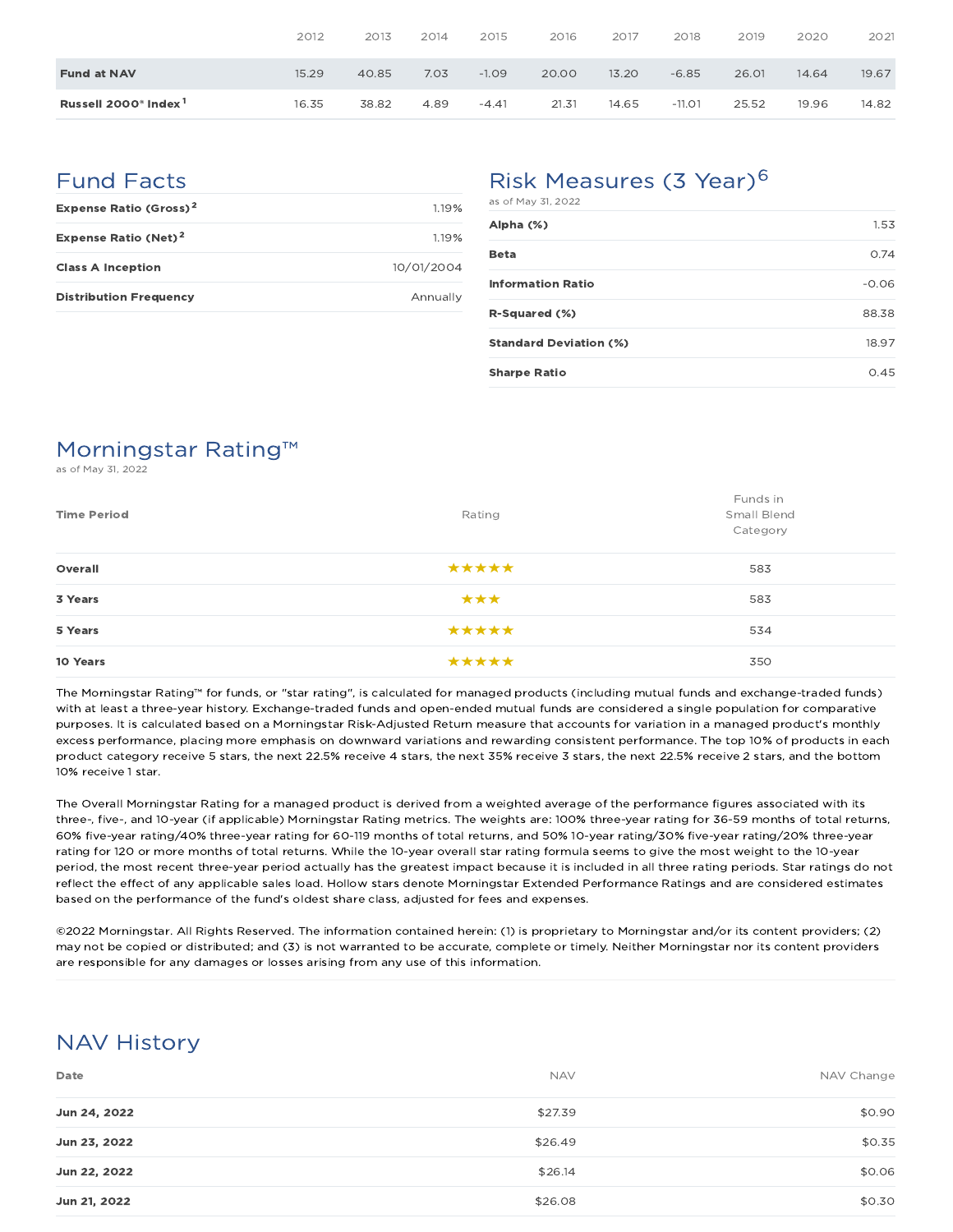| | 2012 | 2013 | 2014 | 2015 | 2016 | 2017 | 2018 | 2019 | 2020 | 2021 |
|---|---|---|---|---|---|---|---|---|---|---|
| **Fund at NAV** | 15.29 | 40.85 | 7.03 | -1.09 | 20.00 | 13.20 | -6.85 | 26.01 | 14.64 | 19.67 |
| **Russell 2000® Index**[1] | 16.35 | 38.82 | 4.89 | -4.41 | 21.31 | 14.65 | -11.01 | 25.52 | 19.96 | 14.82 |

## Fund Facts

| | |
|---|---|
| **Expense Ratio (Gross)**[2] | 1.19% |
| **Expense Ratio (Net)**[2] | 1.19% |
| **Class A Inception** | 10/01/2004 |
| **Distribution Frequency** | Annually |

## Risk Measures (3 Year)[6]

as of May 31, 2022

| | |
|---|---|
| **Alpha (%)** | 1.53 |
| **Beta** | 0.74 |
| **Information Ratio** | -0.06 |
| **R-Squared (%)** | 88.38 |
| **Standard Deviation (%)** | 18.97 |
| **Sharpe Ratio** | 0.45 |

## Morningstar Rating™

as of May 31, 2022

| Time Period | Rating | Funds in Small Blend Category |
|---|---|---|
| **Overall** | ★★★★★ | 583 |
| **3 Years** | ★★★ | 583 |
| **5 Years** | ★★★★★ | 534 |
| **10 Years** | ★★★★★ | 350 |

The Morningstar Rating™ for funds, or "star rating", is calculated for managed products (including mutual funds and exchange-traded funds) with at least a three-year history. Exchange-traded funds and open-ended mutual funds are considered a single population for comparative purposes. It is calculated based on a Morningstar Risk-Adjusted Return measure that accounts for variation in a managed product's monthly excess performance, placing more emphasis on downward variations and rewarding consistent performance. The top 10% of products in each product category receive 5 stars, the next 22.5% receive 4 stars, the next 35% receive 3 stars, the next 22.5% receive 2 stars, and the bottom 10% receive 1 star.

The Overall Morningstar Rating for a managed product is derived from a weighted average of the performance figures associated with its three-, five-, and 10-year (if applicable) Morningstar Rating metrics. The weights are: 100% three-year rating for 36-59 months of total returns, 60% five-year rating/40% three-year rating for 60-119 months of total returns, and 50% 10-year rating/30% five-year rating/20% three-year rating for 120 or more months of total returns. While the 10-year overall star rating formula seems to give the most weight to the 10-year period, the most recent three-year period actually has the greatest impact because it is included in all three rating periods. Star ratings do not reflect the effect of any applicable sales load. Hollow stars denote Morningstar Extended Performance Ratings and are considered estimates based on the performance of the fund's oldest share class, adjusted for fees and expenses.

©2022 Morningstar. All Rights Reserved. The information contained herein: (1) is proprietary to Morningstar and/or its content providers; (2) may not be copied or distributed; and (3) is not warranted to be accurate, complete or timely. Neither Morningstar nor its content providers are responsible for any damages or losses arising from any use of this information.

## NAV History

| Date | NAV | NAV Change |
|---|---|---|
| **Jun 24, 2022** | $27.39 | $0.90 |
| **Jun 23, 2022** | $26.49 | $0.35 |
| **Jun 22, 2022** | $26.14 | $0.06 |
| **Jun 21, 2022** | $26.08 | $0.30 |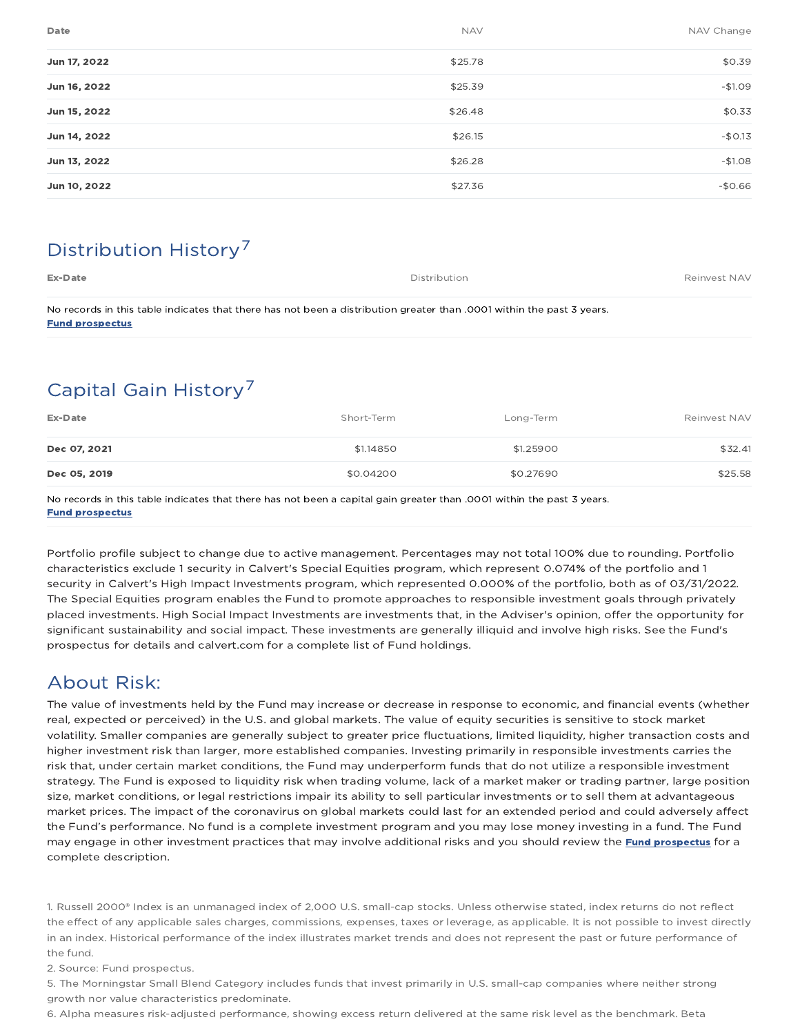| Date | NAV | NAV Change |
|---|---|---|
| **Jun 17, 2022** | $25.78 | $0.39 |
| **Jun 16, 2022** | $25.39 | -$1.09 |
| **Jun 15, 2022** | $26.48 | $0.33 |
| **Jun 14, 2022** | $26.15 | -$0.13 |
| **Jun 13, 2022** | $26.28 | -$1.08 |
| **Jun 10, 2022** | $27.36 | -$0.66 |

## Distribution History[7]

| Ex-Date | Distribution | Reinvest NAV |
|---|---|---|

No records in this table indicates that there has not been a distribution greater than .0001 within the past 3 years.
**Fund prospectus**

## Capital Gain History[7]

| Ex-Date | Short-Term | Long-Term | Reinvest NAV |
|---|---|---|---|
| **Dec 07, 2021** | $1.14850 | $1.25900 | $32.41 |
| **Dec 05, 2019** | $0.04200 | $0.27690 | $25.58 |

No records in this table indicates that there has not been a capital gain greater than .0001 within the past 3 years.
**Fund prospectus**

Portfolio profile subject to change due to active management. Percentages may not total 100% due to rounding. Portfolio characteristics exclude 1 security in Calvert's Special Equities program, which represent 0.074% of the portfolio and 1 security in Calvert's High Impact Investments program, which represented 0.000% of the portfolio, both as of 03/31/2022. The Special Equities program enables the Fund to promote approaches to responsible investment goals through privately placed investments. High Social Impact Investments are investments that, in the Adviser's opinion, offer the opportunity for significant sustainability and social impact. These investments are generally illiquid and involve high risks. See the Fund's prospectus for details and calvert.com for a complete list of Fund holdings.

## About Risk:

The value of investments held by the Fund may increase or decrease in response to economic, and financial events (whether real, expected or perceived) in the U.S. and global markets. The value of equity securities is sensitive to stock market volatility. Smaller companies are generally subject to greater price fluctuations, limited liquidity, higher transaction costs and higher investment risk than larger, more established companies. Investing primarily in responsible investments carries the risk that, under certain market conditions, the Fund may underperform funds that do not utilize a responsible investment strategy. The Fund is exposed to liquidity risk when trading volume, lack of a market maker or trading partner, large position size, market conditions, or legal restrictions impair its ability to sell particular investments or to sell them at advantageous market prices. The impact of the coronavirus on global markets could last for an extended period and could adversely affect the Fund's performance. No fund is a complete investment program and you may lose money investing in a fund. The Fund may engage in other investment practices that may involve additional risks and you should review the **Fund prospectus** for a complete description.

1. Russell 2000® Index is an unmanaged index of 2,000 U.S. small-cap stocks. Unless otherwise stated, index returns do not reflect the effect of any applicable sales charges, commissions, expenses, taxes or leverage, as applicable. It is not possible to invest directly in an index. Historical performance of the index illustrates market trends and does not represent the past or future performance of the fund.
2. Source: Fund prospectus.
5. The Morningstar Small Blend Category includes funds that invest primarily in U.S. small-cap companies where neither strong growth nor value characteristics predominate.
6. Alpha measures risk-adjusted performance, showing excess return delivered at the same risk level as the benchmark. Beta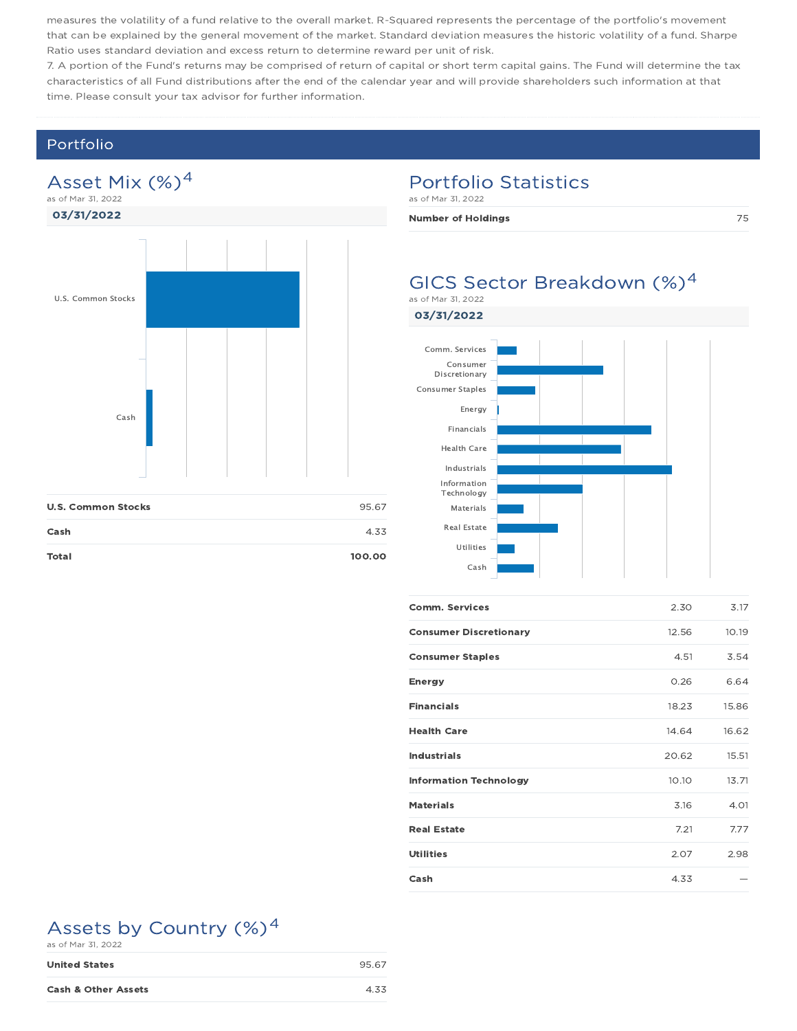measures the volatility of a fund relative to the overall market. R-Squared represents the percentage of the portfolio's movement that can be explained by the general movement of the market. Standard deviation measures the historic volatility of a fund. Sharpe Ratio uses standard deviation and excess return to determine reward per unit of risk.

7. A portion of the Fund's returns may be comprised of return of capital or short term capital gains. The Fund will determine the tax characteristics of all Fund distributions after the end of the calendar year and will provide shareholders such information at that time. Please consult your tax advisor for further information.

## Portfolio

### Asset Mix (%)[4]

as of Mar 31, 2022

**03/31/2022**

| | |
|---|---|
| **U.S. Common Stocks** | 95.67 |
| **Cash** | 4.33 |
| **Total** | **100.00** |

### Portfolio Statistics

as of Mar 31, 2022

| | |
|---|---|
| **Number of Holdings** | 75 |

### GICS Sector Breakdown (%)[4]

as of Mar 31, 2022

**03/31/2022**

| | | |
|---|---|---|
| **Comm. Services** | 2.30 | 3.17 |
| **Consumer Discretionary** | 12.56 | 10.19 |
| **Consumer Staples** | 4.51 | 3.54 |
| **Energy** | 0.26 | 6.64 |
| **Financials** | 18.23 | 15.86 |
| **Health Care** | 14.64 | 16.62 |
| **Industrials** | 20.62 | 15.51 |
| **Information Technology** | 10.10 | 13.71 |
| **Materials** | 3.16 | 4.01 |
| **Real Estate** | 7.21 | 7.77 |
| **Utilities** | 2.07 | 2.98 |
| **Cash** | 4.33 | — |

### Assets by Country (%)[4]

as of Mar 31, 2022

| | |
|---|---|
| **United States** | 95.67 |
| **Cash & Other Assets** | 4.33 |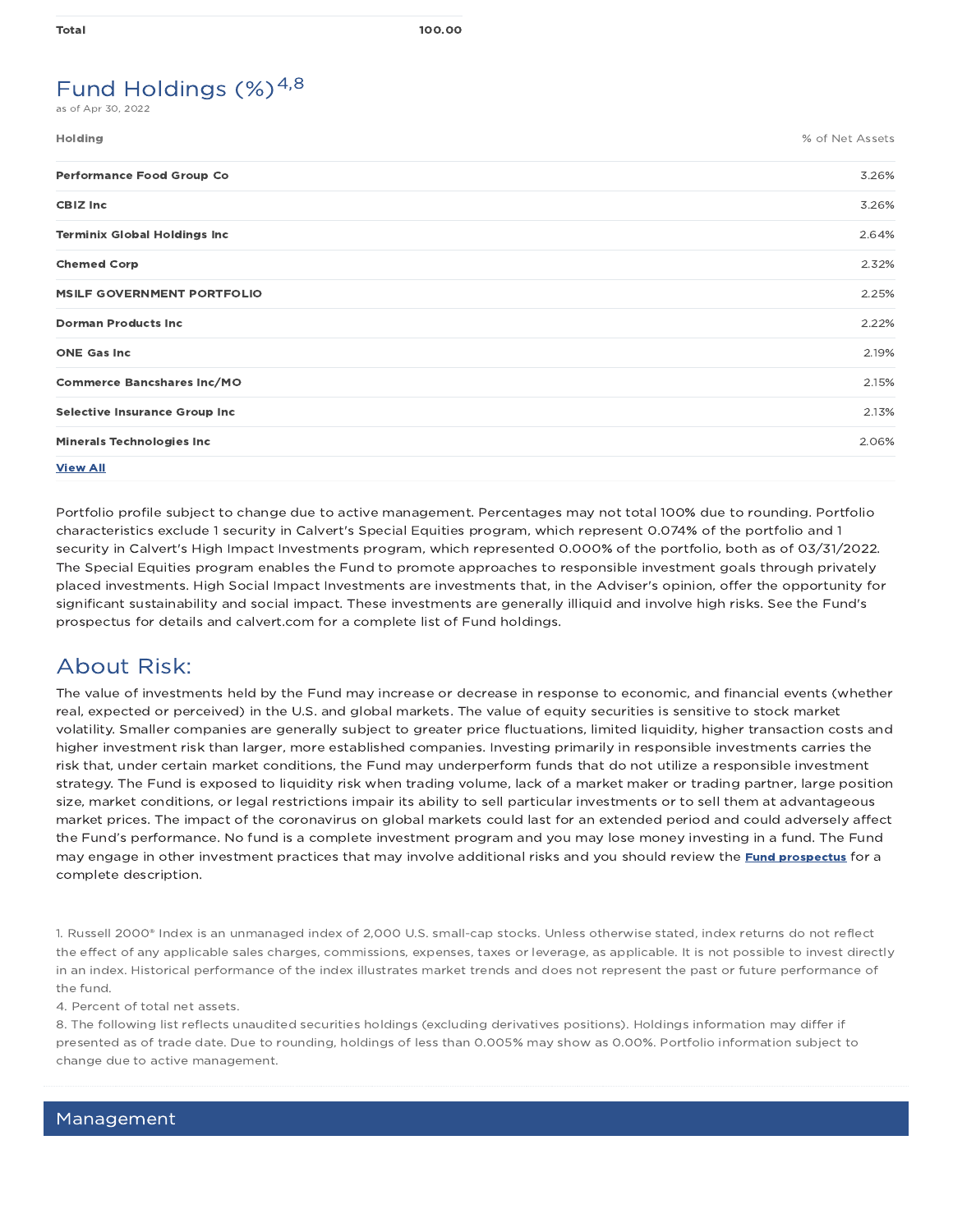| Total | 100.00 |
|---|---|

## Fund Holdings (%)[4,8]

as of Apr 30, 2022

| Holding | % of Net Assets |
|---|---|
| Performance Food Group Co | 3.26% |
| CBIZ Inc | 3.26% |
| Terminix Global Holdings Inc | 2.64% |
| Chemed Corp | 2.32% |
| MSILF GOVERNMENT PORTFOLIO | 2.25% |
| Dorman Products Inc | 2.22% |
| ONE Gas Inc | 2.19% |
| Commerce Bancshares Inc/MO | 2.15% |
| Selective Insurance Group Inc | 2.13% |
| Minerals Technologies Inc | 2.06% |

**View All**

Portfolio profile subject to change due to active management. Percentages may not total 100% due to rounding. Portfolio characteristics exclude 1 security in Calvert's Special Equities program, which represent 0.074% of the portfolio and 1 security in Calvert's High Impact Investments program, which represented 0.000% of the portfolio, both as of 03/31/2022. The Special Equities program enables the Fund to promote approaches to responsible investment goals through privately placed investments. High Social Impact Investments are investments that, in the Adviser's opinion, offer the opportunity for significant sustainability and social impact. These investments are generally illiquid and involve high risks. See the Fund's prospectus for details and calvert.com for a complete list of Fund holdings.

## About Risk:

The value of investments held by the Fund may increase or decrease in response to economic, and financial events (whether real, expected or perceived) in the U.S. and global markets. The value of equity securities is sensitive to stock market volatility. Smaller companies are generally subject to greater price fluctuations, limited liquidity, higher transaction costs and higher investment risk than larger, more established companies. Investing primarily in responsible investments carries the risk that, under certain market conditions, the Fund may underperform funds that do not utilize a responsible investment strategy. The Fund is exposed to liquidity risk when trading volume, lack of a market maker or trading partner, large position size, market conditions, or legal restrictions impair its ability to sell particular investments or to sell them at advantageous market prices. The impact of the coronavirus on global markets could last for an extended period and could adversely affect the Fund's performance. No fund is a complete investment program and you may lose money investing in a fund. The Fund may engage in other investment practices that may involve additional risks and you should review the **Fund prospectus** for a complete description.

1. Russell 2000® Index is an unmanaged index of 2,000 U.S. small-cap stocks. Unless otherwise stated, index returns do not reflect the effect of any applicable sales charges, commissions, expenses, taxes or leverage, as applicable. It is not possible to invest directly in an index. Historical performance of the index illustrates market trends and does not represent the past or future performance of the fund.
4. Percent of total net assets.
8. The following list reflects unaudited securities holdings (excluding derivatives positions). Holdings information may differ if presented as of trade date. Due to rounding, holdings of less than 0.005% may show as 0.00%. Portfolio information subject to change due to active management.

## Management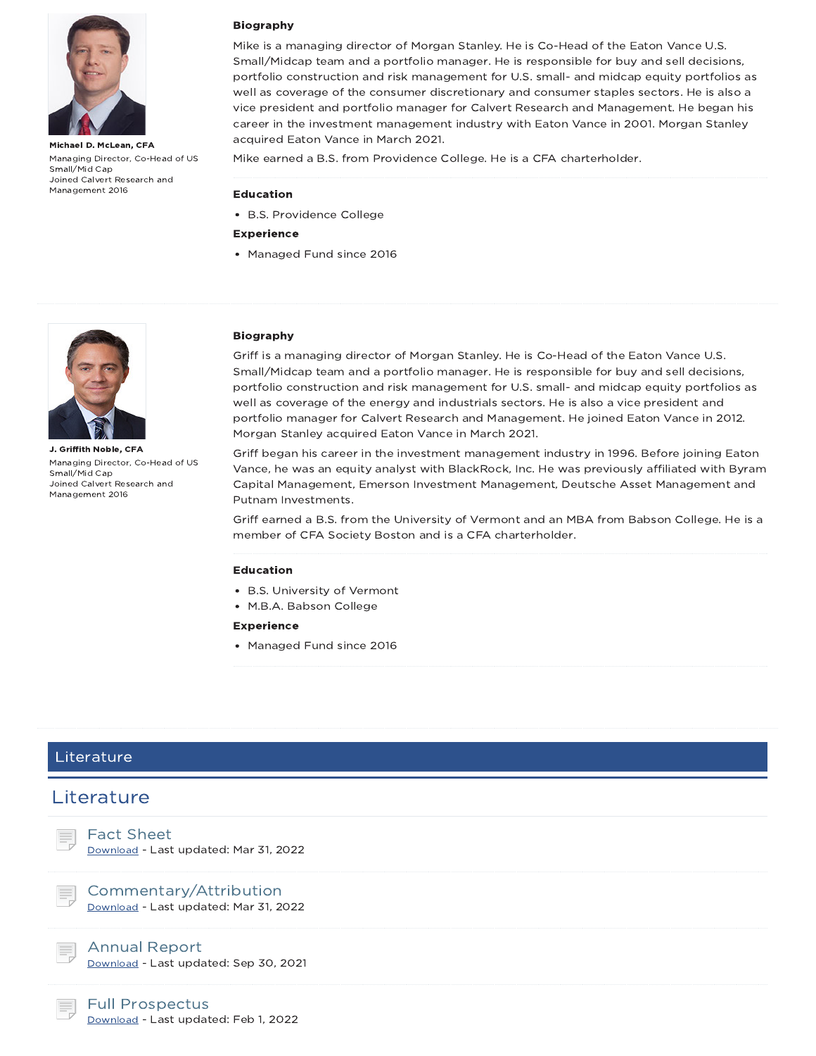**Michael D. McLean, CFA**

Managing Director, Co-Head of US Small/Mid Cap

Joined Calvert Research and Management 2016

### Biography

Mike is a managing director of Morgan Stanley. He is Co-Head of the Eaton Vance U.S. Small/Midcap team and a portfolio manager. He is responsible for buy and sell decisions, portfolio construction and risk management for U.S. small- and midcap equity portfolios as well as coverage of the consumer discretionary and consumer staples sectors. He is also a vice president and portfolio manager for Calvert Research and Management. He began his career in the investment management industry with Eaton Vance in 2001. Morgan Stanley acquired Eaton Vance in March 2021.

Mike earned a B.S. from Providence College. He is a CFA charterholder.

### Education

- B.S. Providence College

### Experience

- Managed Fund since 2016

---

**J. Griffith Noble, CFA**

Managing Director, Co-Head of US Small/Mid Cap

Joined Calvert Research and Management 2016

### Biography

Griff is a managing director of Morgan Stanley. He is Co-Head of the Eaton Vance U.S. Small/Midcap team and a portfolio manager. He is responsible for buy and sell decisions, portfolio construction and risk management for U.S. small- and midcap equity portfolios as well as coverage of the energy and industrials sectors. He is also a vice president and portfolio manager for Calvert Research and Management. He joined Eaton Vance in 2012. Morgan Stanley acquired Eaton Vance in March 2021.

Griff began his career in the investment management industry in 1996. Before joining Eaton Vance, he was an equity analyst with BlackRock, Inc. He was previously affiliated with Byram Capital Management, Emerson Investment Management, Deutsche Asset Management and Putnam Investments.

Griff earned a B.S. from the University of Vermont and an MBA from Babson College. He is a member of CFA Society Boston and is a CFA charterholder.

### Education

- B.S. University of Vermont
- M.B.A. Babson College

### Experience

- Managed Fund since 2016

---

## Literature

## Literature

**Fact Sheet**
Download - Last updated: Mar 31, 2022

**Commentary/Attribution**
Download - Last updated: Mar 31, 2022

**Annual Report**
Download - Last updated: Sep 30, 2021

**Full Prospectus**
Download - Last updated: Feb 1, 2022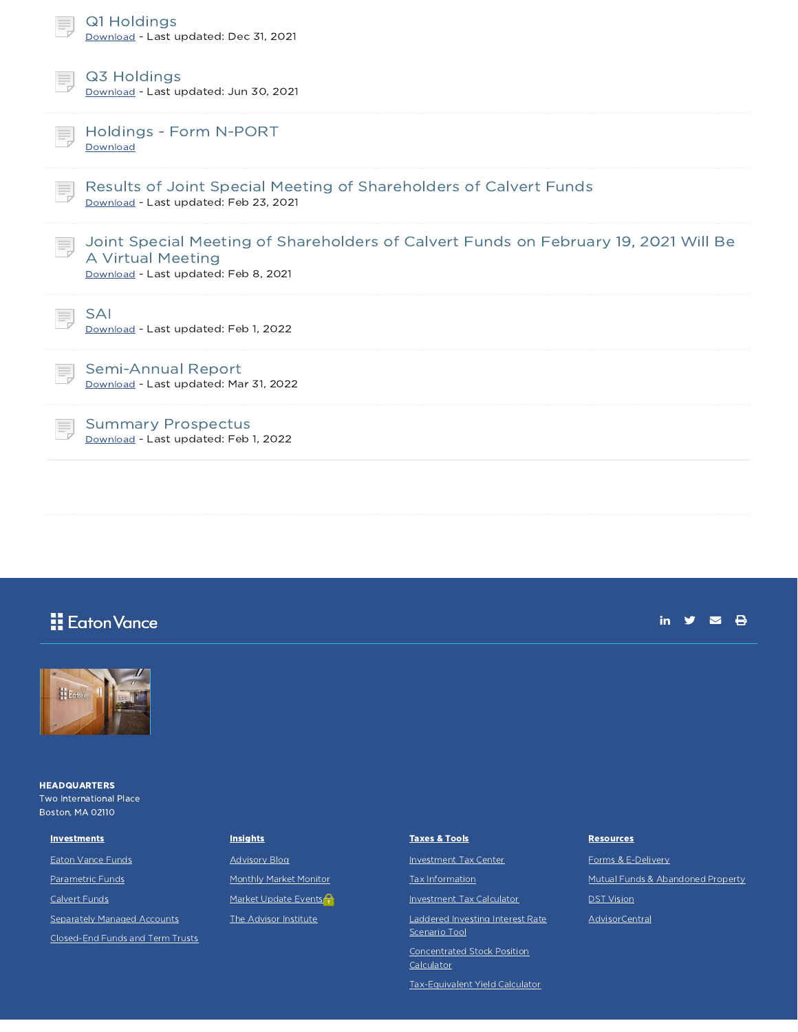### Q1 Holdings

Download - Last updated: Dec 31, 2021

### Q3 Holdings

Download - Last updated: Jun 30, 2021

### Holdings - Form N-PORT

Download

### Results of Joint Special Meeting of Shareholders of Calvert Funds

Download - Last updated: Feb 23, 2021

### Joint Special Meeting of Shareholders of Calvert Funds on February 19, 2021 Will Be A Virtual Meeting

Download - Last updated: Feb 8, 2021

### SAI

Download - Last updated: Feb 1, 2022

### Semi-Annual Report

Download - Last updated: Mar 31, 2022

### Summary Prospectus

Download - Last updated: Feb 1, 2022

Eaton Vance

**HEADQUARTERS**
Two International Place
Boston, MA 02110

**Investments**

- Eaton Vance Funds
- Parametric Funds
- Calvert Funds
- Separately Managed Accounts
- Closed-End Funds and Term Trusts

**Insights**

- Advisory Blog
- Monthly Market Monitor
- Market Update Events
- The Advisor Institute

**Taxes & Tools**

- Investment Tax Center
- Tax Information
- Investment Tax Calculator
- Laddered Investing Interest Rate Scenario Tool
- Concentrated Stock Position Calculator
- Tax-Equivalent Yield Calculator

**Resources**

- Forms & E-Delivery
- Mutual Funds & Abandoned Property
- DST Vision
- AdvisorCentral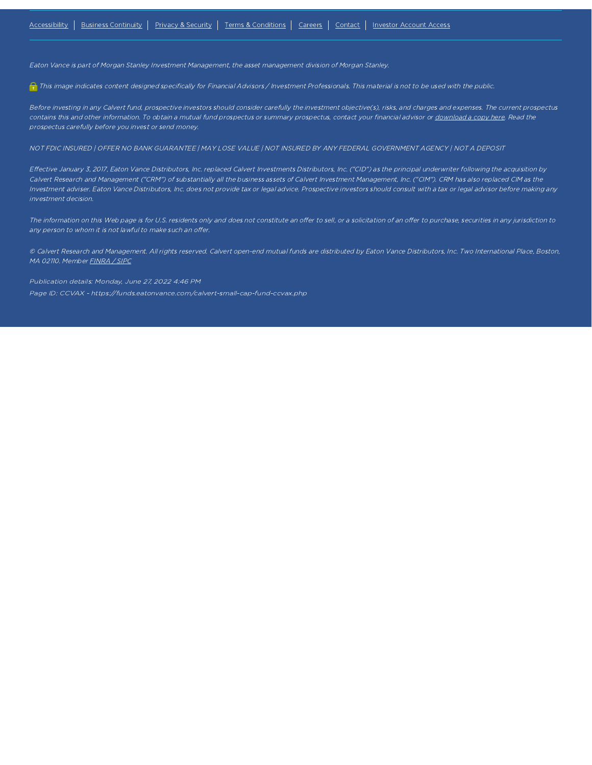Accessibility | Business Continuity | Privacy & Security | Terms & Conditions | Careers | Contact | Investor Account Access

*Eaton Vance is part of Morgan Stanley Investment Management, the asset management division of Morgan Stanley.*

*This image indicates content designed specifically for Financial Advisors / Investment Professionals. This material is not to be used with the public.*

*Before investing in any Calvert fund, prospective investors should consider carefully the investment objective(s), risks, and charges and expenses. The current prospectus contains this and other information. To obtain a mutual fund prospectus or summary prospectus, contact your financial advisor or download a copy here. Read the prospectus carefully before you invest or send money.*

*NOT FDIC INSURED | OFFER NO BANK GUARANTEE | MAY LOSE VALUE | NOT INSURED BY ANY FEDERAL GOVERNMENT AGENCY | NOT A DEPOSIT*

*Effective January 3, 2017, Eaton Vance Distributors, Inc. replaced Calvert Investments Distributors, Inc. ("CID") as the principal underwriter following the acquisition by Calvert Research and Management ("CRM") of substantially all the business assets of Calvert Investment Management, Inc. ("CIM"). CRM has also replaced CIM as the Investment adviser. Eaton Vance Distributors, Inc. does not provide tax or legal advice. Prospective investors should consult with a tax or legal advisor before making any investment decision.*

*The information on this Web page is for U.S. residents only and does not constitute an offer to sell, or a solicitation of an offer to purchase, securities in any jurisdiction to any person to whom it is not lawful to make such an offer.*

*© Calvert Research and Management. All rights reserved. Calvert open-end mutual funds are distributed by Eaton Vance Distributors, Inc. Two International Place, Boston, MA 02110. Member FINRA / SIPC*

*Publication details: Monday, June 27, 2022 4:46 PM*
*Page ID: CCVAX - https://funds.eatonvance.com/calvert-small-cap-fund-ccvax.php*